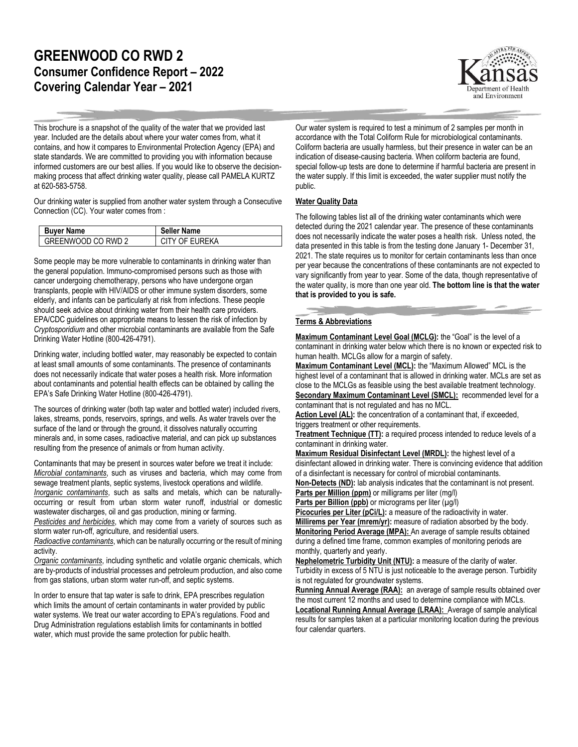# GREENWOOD CO RWD 2
## Consumer Confidence Report – 2022
## Covering Calendar Year – 2021

This brochure is a snapshot of the quality of the water that we provided last year. Included are the details about where your water comes from, what it contains, and how it compares to Environmental Protection Agency (EPA) and state standards. We are committed to providing you with information because informed customers are our best allies. If you would like to observe the decision-making process that affect drinking water quality, please call PAMELA KURTZ at 620-583-5758.

Our drinking water is supplied from another water system through a Consecutive Connection (CC). Your water comes from :

| Buyer Name | Seller Name |
|---|---|
| GREENWOOD CO RWD 2 | CITY OF EUREKA |

Some people may be more vulnerable to contaminants in drinking water than the general population. Immuno-compromised persons such as those with cancer undergoing chemotherapy, persons who have undergone organ transplants, people with HIV/AIDS or other immune system disorders, some elderly, and infants can be particularly at risk from infections. These people should seek advice about drinking water from their health care providers. EPA/CDC guidelines on appropriate means to lessen the risk of infection by *Cryptosporidium* and other microbial contaminants are available from the Safe Drinking Water Hotline (800-426-4791).

Drinking water, including bottled water, may reasonably be expected to contain at least small amounts of some contaminants. The presence of contaminants does not necessarily indicate that water poses a health risk. More information about contaminants and potential health effects can be obtained by calling the EPA's Safe Drinking Water Hotline (800-426-4791).

The sources of drinking water (both tap water and bottled water) included rivers, lakes, streams, ponds, reservoirs, springs, and wells. As water travels over the surface of the land or through the ground, it dissolves naturally occurring minerals and, in some cases, radioactive material, and can pick up substances resulting from the presence of animals or from human activity.

Contaminants that may be present in sources water before we treat it include:
*Microbial contaminants*, such as viruses and bacteria, which may come from sewage treatment plants, septic systems, livestock operations and wildlife.
*Inorganic contaminants*, such as salts and metals, which can be naturally-occurring or result from urban storm water runoff, industrial or domestic wastewater discharges, oil and gas production, mining or farming.
*Pesticides and herbicides*, which may come from a variety of sources such as storm water run-off, agriculture, and residential users.
*Radioactive contaminants*, which can be naturally occurring or the result of mining activity.
*Organic contaminants*, including synthetic and volatile organic chemicals, which are by-products of industrial processes and petroleum production, and also come from gas stations, urban storm water run-off, and septic systems.

In order to ensure that tap water is safe to drink, EPA prescribes regulation which limits the amount of certain contaminants in water provided by public water systems. We treat our water according to EPA's regulations. Food and Drug Administration regulations establish limits for contaminants in bottled water, which must provide the same protection for public health.

Our water system is required to test a minimum of 2 samples per month in accordance with the Total Coliform Rule for microbiological contaminants. Coliform bacteria are usually harmless, but their presence in water can be an indication of disease-causing bacteria. When coliform bacteria are found, special follow-up tests are done to determine if harmful bacteria are present in the water supply. If this limit is exceeded, the water supplier must notify the public.

### Water Quality Data

The following tables list all of the drinking water contaminants which were detected during the 2021 calendar year. The presence of these contaminants does not necessarily indicate the water poses a health risk. Unless noted, the data presented in this table is from the testing done January 1- December 31, 2021. The state requires us to monitor for certain contaminants less than once per year because the concentrations of these contaminants are not expected to vary significantly from year to year. Some of the data, though representative of the water quality, is more than one year old. **The bottom line is that the water that is provided to you is safe.**

### Terms & Abbreviations

**Maximum Contaminant Level Goal (MCLG):** the "Goal" is the level of a contaminant in drinking water below which there is no known or expected risk to human health. MCLGs allow for a margin of safety.
**Maximum Contaminant Level (MCL):** the "Maximum Allowed" MCL is the highest level of a contaminant that is allowed in drinking water. MCLs are set as close to the MCLGs as feasible using the best available treatment technology.
**Secondary Maximum Contaminant Level (SMCL):** recommended level for a contaminant that is not regulated and has no MCL.
**Action Level (AL):** the concentration of a contaminant that, if exceeded, triggers treatment or other requirements.
**Treatment Technique (TT):** a required process intended to reduce levels of a contaminant in drinking water.
**Maximum Residual Disinfectant Level (MRDL):** the highest level of a disinfectant allowed in drinking water. There is convincing evidence that addition of a disinfectant is necessary for control of microbial contaminants.
**Non-Detects (ND):** lab analysis indicates that the contaminant is not present.
**Parts per Million (ppm)** or milligrams per liter (mg/l)
**Parts per Billion (ppb)** or micrograms per liter (µg/l)
**Picocuries per Liter (pCi/L):** a measure of the radioactivity in water.
**Millirems per Year (mrem/yr):** measure of radiation absorbed by the body.
**Monitoring Period Average (MPA):** An average of sample results obtained during a defined time frame, common examples of monitoring periods are monthly, quarterly and yearly.
**Nephelometric Turbidity Unit (NTU):** a measure of the clarity of water. Turbidity in excess of 5 NTU is just noticeable to the average person. Turbidity is not regulated for groundwater systems.
**Running Annual Average (RAA):** an average of sample results obtained over the most current 12 months and used to determine compliance with MCLs.
**Locational Running Annual Average (LRAA):** Average of sample analytical results for samples taken at a particular monitoring location during the previous four calendar quarters.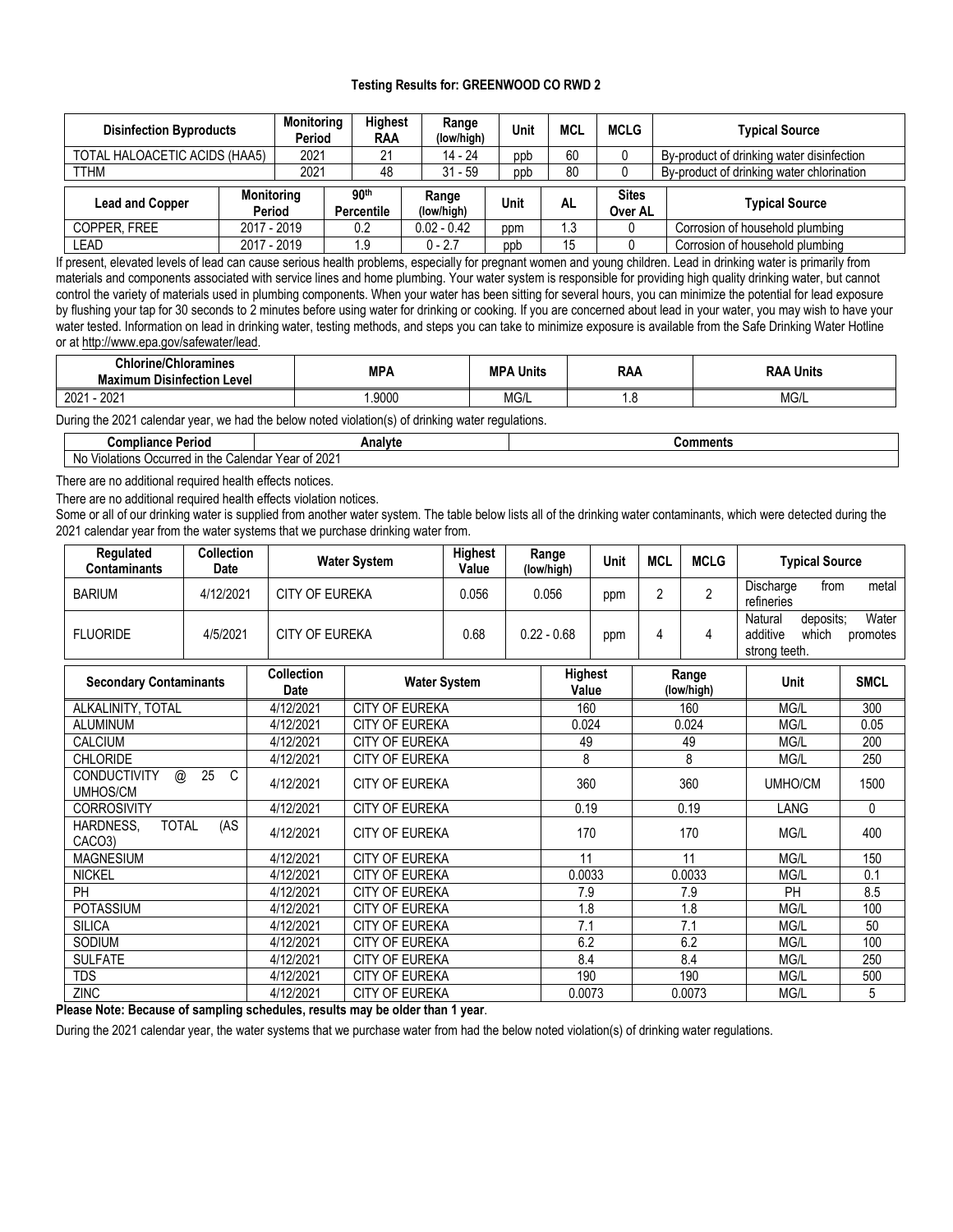**Testing Results for: GREENWOOD CO RWD 2**

| Disinfection Byproducts | Monitoring Period | Highest RAA | Range (low/high) | Unit | MCL | MCLG | Typical Source |
|---|---|---|---|---|---|---|---|
| TOTAL HALOACETIC ACIDS (HAA5) | 2021 | 21 | 14 - 24 | ppb | 60 | 0 | By-product of drinking water disinfection |
| TTHM | 2021 | 48 | 31 - 59 | ppb | 80 | 0 | By-product of drinking water chlorination |

| Lead and Copper | Monitoring Period | 90th Percentile | Range (low/high) | Unit | AL | Sites Over AL | Typical Source |
|---|---|---|---|---|---|---|---|
| COPPER, FREE | 2017 - 2019 | 0.2 | 0.02 - 0.42 | ppm | 1.3 | 0 | Corrosion of household plumbing |
| LEAD | 2017 - 2019 | 1.9 | 0 - 2.7 | ppb | 15 | 0 | Corrosion of household plumbing |

If present, elevated levels of lead can cause serious health problems, especially for pregnant women and young children. Lead in drinking water is primarily from materials and components associated with service lines and home plumbing. Your water system is responsible for providing high quality drinking water, but cannot control the variety of materials used in plumbing components. When your water has been sitting for several hours, you can minimize the potential for lead exposure by flushing your tap for 30 seconds to 2 minutes before using water for drinking or cooking. If you are concerned about lead in your water, you may wish to have your water tested. Information on lead in drinking water, testing methods, and steps you can take to minimize exposure is available from the Safe Drinking Water Hotline or at http://www.epa.gov/safewater/lead.

| Chlorine/Chloramines Maximum Disinfection Level | MPA | MPA Units | RAA | RAA Units |
|---|---|---|---|---|
| 2021 - 2021 | 1.9000 | MG/L | 1.8 | MG/L |

During the 2021 calendar year, we had the below noted violation(s) of drinking water regulations.

| Compliance Period | Analyte | Comments |
|---|---|---|
| No Violations Occurred in the Calendar Year of 2021 | | |

There are no additional required health effects notices.

There are no additional required health effects violation notices.

Some or all of our drinking water is supplied from another water system. The table below lists all of the drinking water contaminants, which were detected during the 2021 calendar year from the water systems that we purchase drinking water from.

| Regulated Contaminants | Collection Date | Water System | Highest Value | Range (low/high) | Unit | MCL | MCLG | Typical Source |
|---|---|---|---|---|---|---|---|---|
| BARIUM | 4/12/2021 | CITY OF EUREKA | 0.056 | 0.056 | ppm | 2 | 2 | Discharge from metal refineries |
| FLUORIDE | 4/5/2021 | CITY OF EUREKA | 0.68 | 0.22 - 0.68 | ppm | 4 | 4 | Natural deposits; Water additive which promotes strong teeth. |

| Secondary Contaminants | Collection Date | Water System | Highest Value | Range (low/high) | Unit | SMCL |
|---|---|---|---|---|---|---|
| ALKALINITY, TOTAL | 4/12/2021 | CITY OF EUREKA | 160 | 160 | MG/L | 300 |
| ALUMINUM | 4/12/2021 | CITY OF EUREKA | 0.024 | 0.024 | MG/L | 0.05 |
| CALCIUM | 4/12/2021 | CITY OF EUREKA | 49 | 49 | MG/L | 200 |
| CHLORIDE | 4/12/2021 | CITY OF EUREKA | 8 | 8 | MG/L | 250 |
| CONDUCTIVITY @ 25 C UMHOS/CM | 4/12/2021 | CITY OF EUREKA | 360 | 360 | UMHO/CM | 1500 |
| CORROSIVITY | 4/12/2021 | CITY OF EUREKA | 0.19 | 0.19 | LANG | 0 |
| HARDNESS, TOTAL (AS CACO3) | 4/12/2021 | CITY OF EUREKA | 170 | 170 | MG/L | 400 |
| MAGNESIUM | 4/12/2021 | CITY OF EUREKA | 11 | 11 | MG/L | 150 |
| NICKEL | 4/12/2021 | CITY OF EUREKA | 0.0033 | 0.0033 | MG/L | 0.1 |
| PH | 4/12/2021 | CITY OF EUREKA | 7.9 | 7.9 | PH | 8.5 |
| POTASSIUM | 4/12/2021 | CITY OF EUREKA | 1.8 | 1.8 | MG/L | 100 |
| SILICA | 4/12/2021 | CITY OF EUREKA | 7.1 | 7.1 | MG/L | 50 |
| SODIUM | 4/12/2021 | CITY OF EUREKA | 6.2 | 6.2 | MG/L | 100 |
| SULFATE | 4/12/2021 | CITY OF EUREKA | 8.4 | 8.4 | MG/L | 250 |
| TDS | 4/12/2021 | CITY OF EUREKA | 190 | 190 | MG/L | 500 |
| ZINC | 4/12/2021 | CITY OF EUREKA | 0.0073 | 0.0073 | MG/L | 5 |

**Please Note: Because of sampling schedules, results may be older than 1 year**.

During the 2021 calendar year, the water systems that we purchase water from had the below noted violation(s) of drinking water regulations.